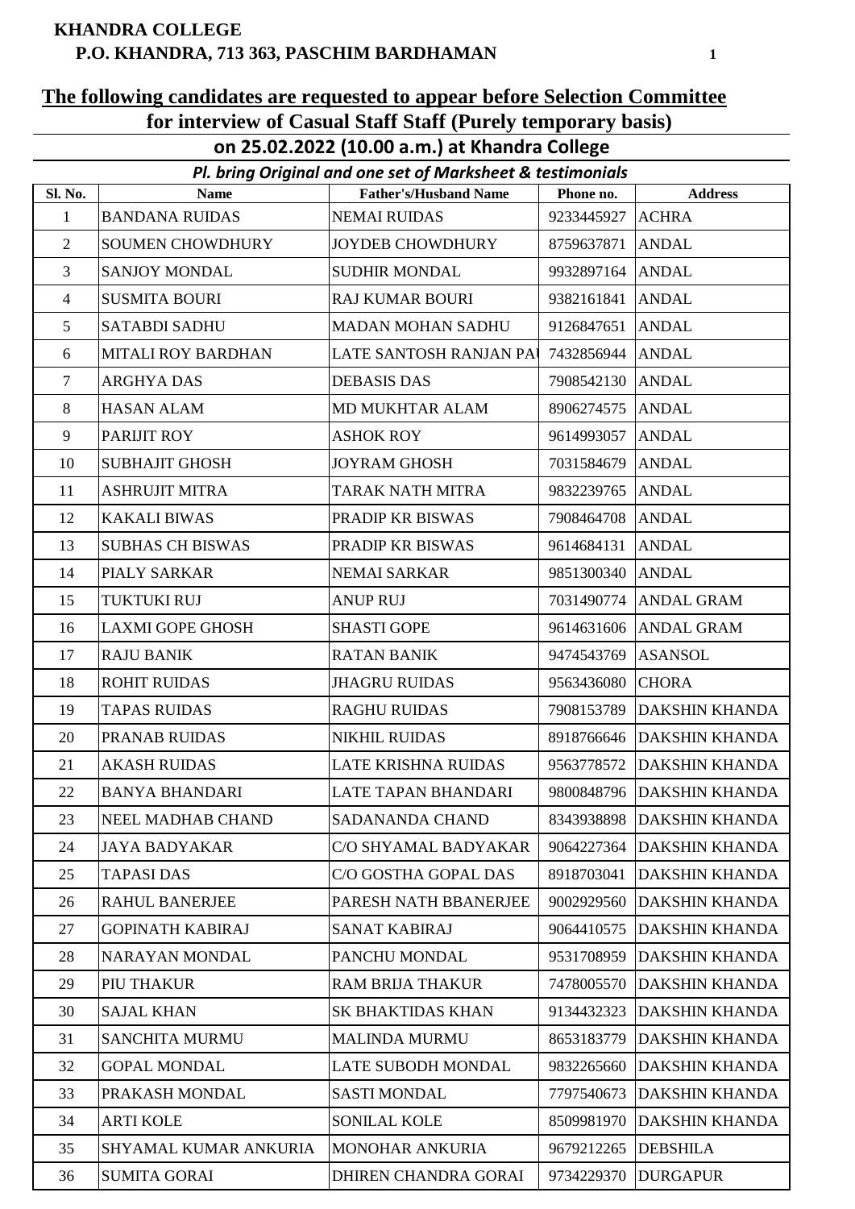# KHANDRA COLLEGE
## P.O. KHANDRA, 713 363, PASCHIM BARDHAMAN

**The following candidates are requested to appear before Selection Committee for interview of Casual Staff Staff (Purely temporary basis) on 25.02.2022 (10.00 a.m.) at Khandra College**

***Pl. bring Original and one set of Marksheet & testimonials***

| Sl. No. | Name | Father's/Husband Name | Phone no. | Address |
|---|---|---|---|---|
| 1 | BANDANA RUIDAS | NEMAI RUIDAS | 9233445927 | ACHRA |
| 2 | SOUMEN CHOWDHURY | JOYDEB CHOWDHURY | 8759637871 | ANDAL |
| 3 | SANJOY MONDAL | SUDHIR MONDAL | 9932897164 | ANDAL |
| 4 | SUSMITA BOURI | RAJ KUMAR BOURI | 9382161841 | ANDAL |
| 5 | SATABDI SADHU | MADAN MOHAN SADHU | 9126847651 | ANDAL |
| 6 | MITALI ROY BARDHAN | LATE SANTOSH RANJAN PAU | 7432856944 | ANDAL |
| 7 | ARGHYA DAS | DEBASIS DAS | 7908542130 | ANDAL |
| 8 | HASAN ALAM | MD MUKHTAR ALAM | 8906274575 | ANDAL |
| 9 | PARIJIT ROY | ASHOK ROY | 9614993057 | ANDAL |
| 10 | SUBHAJIT GHOSH | JOYRAM GHOSH | 7031584679 | ANDAL |
| 11 | ASHRUJIT MITRA | TARAK NATH MITRA | 9832239765 | ANDAL |
| 12 | KAKALI BIWAS | PRADIP KR BISWAS | 7908464708 | ANDAL |
| 13 | SUBHAS CH BISWAS | PRADIP KR BISWAS | 9614684131 | ANDAL |
| 14 | PIALY SARKAR | NEMAI SARKAR | 9851300340 | ANDAL |
| 15 | TUKTUKI RUJ | ANUP RUJ | 7031490774 | ANDAL GRAM |
| 16 | LAXMI GOPE GHOSH | SHASTI GOPE | 9614631606 | ANDAL GRAM |
| 17 | RAJU BANIK | RATAN BANIK | 9474543769 | ASANSOL |
| 18 | ROHIT RUIDAS | JHAGRU RUIDAS | 9563436080 | CHORA |
| 19 | TAPAS RUIDAS | RAGHU RUIDAS | 7908153789 | DAKSHIN KHANDA |
| 20 | PRANAB RUIDAS | NIKHIL RUIDAS | 8918766646 | DAKSHIN KHANDA |
| 21 | AKASH RUIDAS | LATE KRISHNA RUIDAS | 9563778572 | DAKSHIN KHANDA |
| 22 | BANYA BHANDARI | LATE TAPAN BHANDARI | 9800848796 | DAKSHIN KHANDA |
| 23 | NEEL MADHAB CHAND | SADANANDA CHAND | 8343938898 | DAKSHIN KHANDA |
| 24 | JAYA BADYAKAR | C/O SHYAMAL BADYAKAR | 9064227364 | DAKSHIN KHANDA |
| 25 | TAPASI DAS | C/O GOSTHA GOPAL DAS | 8918703041 | DAKSHIN KHANDA |
| 26 | RAHUL BANERJEE | PARESH NATH BBANERJEE | 9002929560 | DAKSHIN KHANDA |
| 27 | GOPINATH KABIRAJ | SANAT KABIRAJ | 9064410575 | DAKSHIN KHANDA |
| 28 | NARAYAN MONDAL | PANCHU MONDAL | 9531708959 | DAKSHIN KHANDA |
| 29 | PIU THAKUR | RAM BRIJA THAKUR | 7478005570 | DAKSHIN KHANDA |
| 30 | SAJAL KHAN | SK BHAKTIDAS KHAN | 9134432323 | DAKSHIN KHANDA |
| 31 | SANCHITA MURMU | MALINDA MURMU | 8653183779 | DAKSHIN KHANDA |
| 32 | GOPAL MONDAL | LATE SUBODH MONDAL | 9832265660 | DAKSHIN KHANDA |
| 33 | PRAKASH MONDAL | SASTI MONDAL | 7797540673 | DAKSHIN KHANDA |
| 34 | ARTI KOLE | SONILAL KOLE | 8509981970 | DAKSHIN KHANDA |
| 35 | SHYAMAL KUMAR ANKURIA | MONOHAR ANKURIA | 9679212265 | DEBSHILA |
| 36 | SUMITA GORAI | DHIREN CHANDRA GORAI | 9734229370 | DURGAPUR |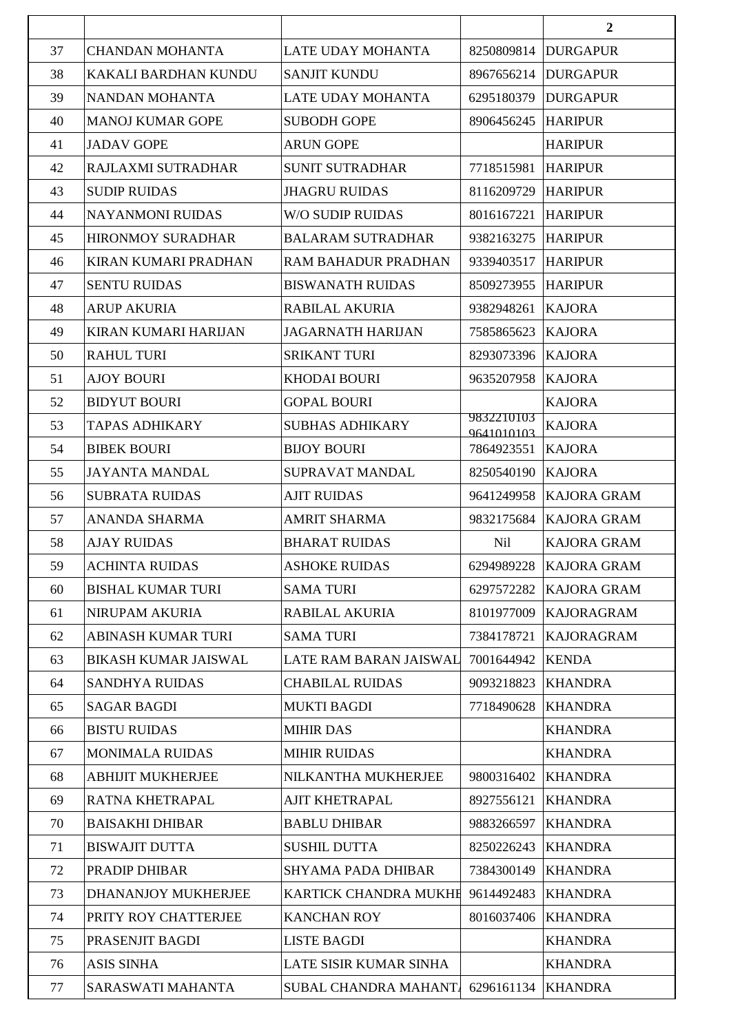| | | | | 2 |
|---|---|---|---|---|
| 37 | CHANDAN MOHANTA | LATE UDAY MOHANTA | 8250809814 | DURGAPUR |
| 38 | KAKALI BARDHAN KUNDU | SANJIT KUNDU | 8967656214 | DURGAPUR |
| 39 | NANDAN MOHANTA | LATE UDAY MOHANTA | 6295180379 | DURGAPUR |
| 40 | MANOJ KUMAR GOPE | SUBODH GOPE | 8906456245 | HARIPUR |
| 41 | JADAV GOPE | ARUN GOPE | | HARIPUR |
| 42 | RAJLAXMI SUTRADHAR | SUNIT SUTRADHAR | 7718515981 | HARIPUR |
| 43 | SUDIP RUIDAS | JHAGRU RUIDAS | 8116209729 | HARIPUR |
| 44 | NAYANMONI RUIDAS | W/O SUDIP RUIDAS | 8016167221 | HARIPUR |
| 45 | HIRONMOY SURADHAR | BALARAM SUTRADHAR | 9382163275 | HARIPUR |
| 46 | KIRAN KUMARI PRADHAN | RAM BAHADUR PRADHAN | 9339403517 | HARIPUR |
| 47 | SENTU RUIDAS | BISWANATH RUIDAS | 8509273955 | HARIPUR |
| 48 | ARUP AKURIA | RABILAL AKURIA | 9382948261 | KAJORA |
| 49 | KIRAN KUMARI HARIJAN | JAGARNATH HARIJAN | 7585865623 | KAJORA |
| 50 | RAHUL TURI | SRIKANT TURI | 8293073396 | KAJORA |
| 51 | AJOY BOURI | KHODAI BOURI | 9635207958 | KAJORA |
| 52 | BIDYUT BOURI | GOPAL BOURI | | KAJORA |
| 53 | TAPAS ADHIKARY | SUBHAS ADHIKARY | 9832210103 9641010103 | KAJORA |
| 54 | BIBEK BOURI | BIJOY BOURI | 7864923551 | KAJORA |
| 55 | JAYANTA MANDAL | SUPRAVAT MANDAL | 8250540190 | KAJORA |
| 56 | SUBRATA RUIDAS | AJIT RUIDAS | 9641249958 | KAJORA GRAM |
| 57 | ANANDA SHARMA | AMRIT SHARMA | 9832175684 | KAJORA GRAM |
| 58 | AJAY RUIDAS | BHARAT RUIDAS | Nil | KAJORA GRAM |
| 59 | ACHINTA RUIDAS | ASHOKE RUIDAS | 6294989228 | KAJORA GRAM |
| 60 | BISHAL KUMAR TURI | SAMA TURI | 6297572282 | KAJORA GRAM |
| 61 | NIRUPAM AKURIA | RABILAL AKURIA | 8101977009 | KAJORAGRAM |
| 62 | ABINASH KUMAR TURI | SAMA TURI | 7384178721 | KAJORAGRAM |
| 63 | BIKASH KUMAR JAISWAL | LATE RAM BARAN JAISWAL | 7001644942 | KENDA |
| 64 | SANDHYA RUIDAS | CHABILAL RUIDAS | 9093218823 | KHANDRA |
| 65 | SAGAR BAGDI | MUKTI BAGDI | 7718490628 | KHANDRA |
| 66 | BISTU RUIDAS | MIHIR DAS | | KHANDRA |
| 67 | MONIMALA RUIDAS | MIHIR RUIDAS | | KHANDRA |
| 68 | ABHIJIT MUKHERJEE | NILKANTHA MUKHERJEE | 9800316402 | KHANDRA |
| 69 | RATNA KHETRAPAL | AJIT KHETRAPAL | 8927556121 | KHANDRA |
| 70 | BAISAKHI DHIBAR | BABLU DHIBAR | 9883266597 | KHANDRA |
| 71 | BISWAJIT DUTTA | SUSHIL DUTTA | 8250226243 | KHANDRA |
| 72 | PRADIP DHIBAR | SHYAMA PADA DHIBAR | 7384300149 | KHANDRA |
| 73 | DHANANJOY MUKHERJEE | KARTICK CHANDRA MUKHE | 9614492483 | KHANDRA |
| 74 | PRITY ROY CHATTERJEE | KANCHAN ROY | 8016037406 | KHANDRA |
| 75 | PRASENJIT BAGDI | LISTE BAGDI | | KHANDRA |
| 76 | ASIS SINHA | LATE SISIR KUMAR SINHA | | KHANDRA |
| 77 | SARASWATI MAHANTA | SUBAL CHANDRA MAHANTA | 6296161134 | KHANDRA |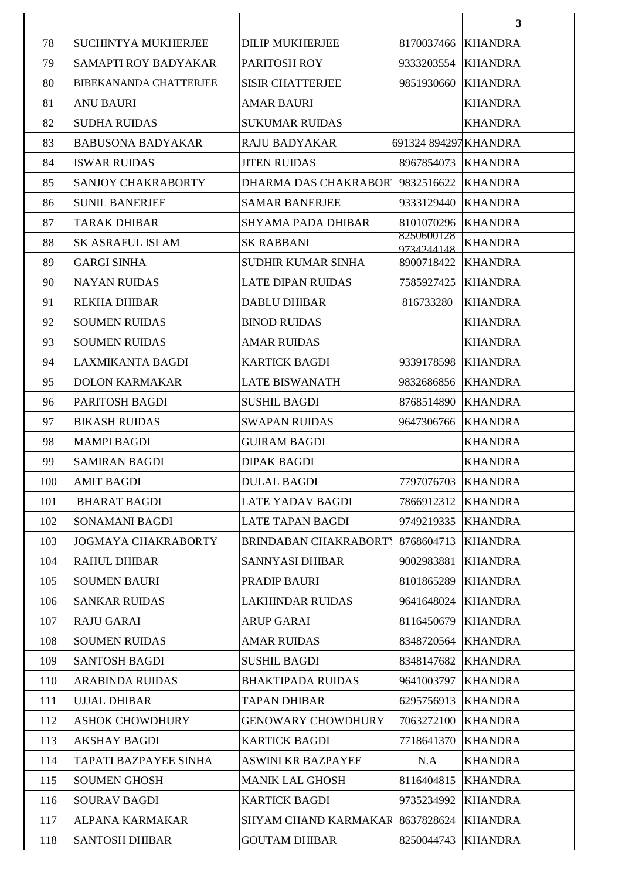| | | | | |
|---|---|---|---|---|
| 78 | SUCHINTYA MUKHERJEE | DILIP MUKHERJEE | 8170037466 | KHANDRA |
| 79 | SAMAPTI ROY BADYAKAR | PARITOSH ROY | 9333203554 | KHANDRA |
| 80 | BIBEKANANDA CHATTERJEE | SISIR CHATTERJEE | 9851930660 | KHANDRA |
| 81 | ANU BAURI | AMAR BAURI | | KHANDRA |
| 82 | SUDHA RUIDAS | SUKUMAR RUIDAS | | KHANDRA |
| 83 | BABUSONA BADYAKAR | RAJU BADYAKAR | 691324 894297 | KHANDRA |
| 84 | ISWAR RUIDAS | JITEN RUIDAS | 8967854073 | KHANDRA |
| 85 | SANJOY CHAKRABORTY | DHARMA DAS CHAKRABOR | 9832516622 | KHANDRA |
| 86 | SUNIL BANERJEE | SAMAR BANERJEE | 9333129440 | KHANDRA |
| 87 | TARAK DHIBAR | SHYAMA PADA DHIBAR | 8101070296 | KHANDRA |
| 88 | SK ASRAFUL ISLAM | SK RABBANI | 8250600128 9734244148 | KHANDRA |
| 89 | GARGI SINHA | SUDHIR KUMAR SINHA | 8900718422 | KHANDRA |
| 90 | NAYAN RUIDAS | LATE DIPAN RUIDAS | 7585927425 | KHANDRA |
| 91 | REKHA DHIBAR | DABLU DHIBAR | 816733280 | KHANDRA |
| 92 | SOUMEN RUIDAS | BINOD RUIDAS | | KHANDRA |
| 93 | SOUMEN RUIDAS | AMAR RUIDAS | | KHANDRA |
| 94 | LAXMIKANTA BAGDI | KARTICK BAGDI | 9339178598 | KHANDRA |
| 95 | DOLON KARMAKAR | LATE BISWANATH | 9832686856 | KHANDRA |
| 96 | PARITOSH BAGDI | SUSHIL BAGDI | 8768514890 | KHANDRA |
| 97 | BIKASH RUIDAS | SWAPAN RUIDAS | 9647306766 | KHANDRA |
| 98 | MAMPI BAGDI | GUIRAM BAGDI | | KHANDRA |
| 99 | SAMIRAN BAGDI | DIPAK BAGDI | | KHANDRA |
| 100 | AMIT BAGDI | DULAL BAGDI | 7797076703 | KHANDRA |
| 101 | BHARAT BAGDI | LATE YADAV BAGDI | 7866912312 | KHANDRA |
| 102 | SONAMANI BAGDI | LATE TAPAN BAGDI | 9749219335 | KHANDRA |
| 103 | JOGMAYA CHAKRABORTY | BRINDABAN CHAKRABORTY | 8768604713 | KHANDRA |
| 104 | RAHUL DHIBAR | SANNYASI DHIBAR | 9002983881 | KHANDRA |
| 105 | SOUMEN BAURI | PRADIP BAURI | 8101865289 | KHANDRA |
| 106 | SANKAR RUIDAS | LAKHINDAR RUIDAS | 9641648024 | KHANDRA |
| 107 | RAJU GARAI | ARUP GARAI | 8116450679 | KHANDRA |
| 108 | SOUMEN RUIDAS | AMAR RUIDAS | 8348720564 | KHANDRA |
| 109 | SANTOSH BAGDI | SUSHIL BAGDI | 8348147682 | KHANDRA |
| 110 | ARABINDA RUIDAS | BHAKTIPADA RUIDAS | 9641003797 | KHANDRA |
| 111 | UJJAL DHIBAR | TAPAN DHIBAR | 6295756913 | KHANDRA |
| 112 | ASHOK CHOWDHURY | GENOWARY CHOWDHURY | 7063272100 | KHANDRA |
| 113 | AKSHAY BAGDI | KARTICK BAGDI | 7718641370 | KHANDRA |
| 114 | TAPATI BAZPAYEE SINHA | ASWINI KR BAZPAYEE | N.A | KHANDRA |
| 115 | SOUMEN GHOSH | MANIK LAL GHOSH | 8116404815 | KHANDRA |
| 116 | SOURAV BAGDI | KARTICK BAGDI | 9735234992 | KHANDRA |
| 117 | ALPANA KARMAKAR | SHYAM CHAND KARMAKAR | 8637828624 | KHANDRA |
| 118 | SANTOSH DHIBAR | GOUTAM DHIBAR | 8250044743 | KHANDRA |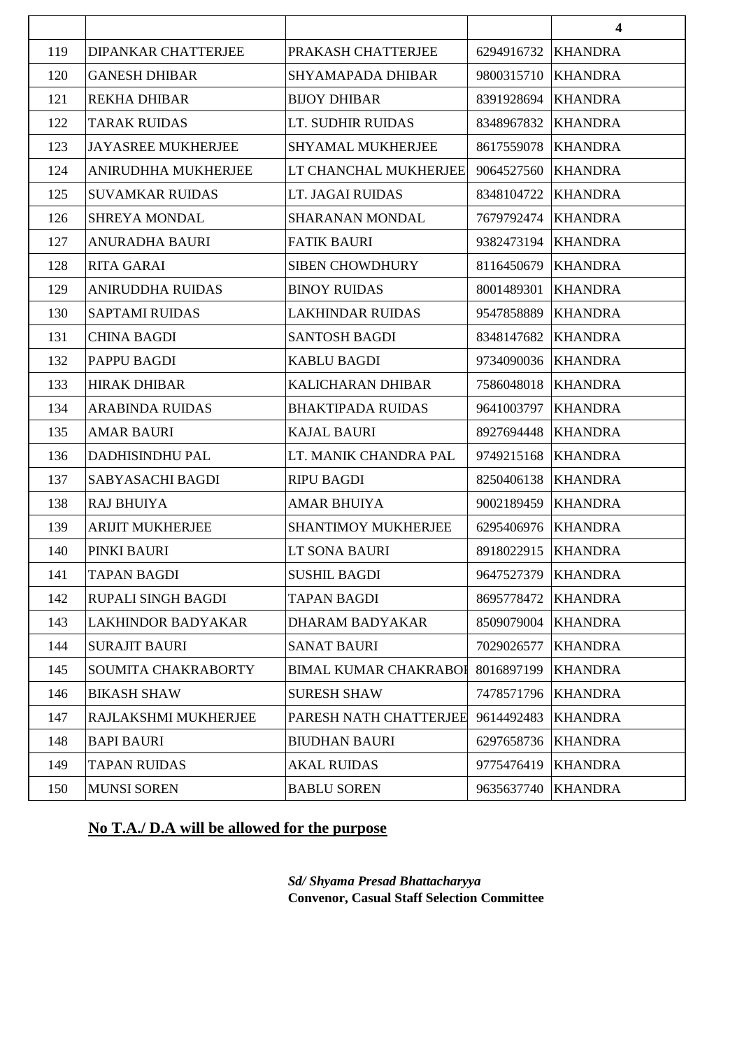| | | | | 4 |
|---|---|---|---|---|
| 119 | DIPANKAR CHATTERJEE | PRAKASH CHATTERJEE | 6294916732 | KHANDRA |
| 120 | GANESH DHIBAR | SHYAMAPADA DHIBAR | 9800315710 | KHANDRA |
| 121 | REKHA DHIBAR | BIJOY DHIBAR | 8391928694 | KHANDRA |
| 122 | TARAK RUIDAS | LT. SUDHIR RUIDAS | 8348967832 | KHANDRA |
| 123 | JAYASREE MUKHERJEE | SHYAMAL MUKHERJEE | 8617559078 | KHANDRA |
| 124 | ANIRUDHHA MUKHERJEE | LT CHANCHAL MUKHERJEE | 9064527560 | KHANDRA |
| 125 | SUVAMKAR RUIDAS | LT. JAGAI RUIDAS | 8348104722 | KHANDRA |
| 126 | SHREYA MONDAL | SHARANAN MONDAL | 7679792474 | KHANDRA |
| 127 | ANURADHA BAURI | FATIK BAURI | 9382473194 | KHANDRA |
| 128 | RITA GARAI | SIBEN CHOWDHURY | 8116450679 | KHANDRA |
| 129 | ANIRUDDHA RUIDAS | BINOY RUIDAS | 8001489301 | KHANDRA |
| 130 | SAPTAMI RUIDAS | LAKHINDAR RUIDAS | 9547858889 | KHANDRA |
| 131 | CHINA BAGDI | SANTOSH BAGDI | 8348147682 | KHANDRA |
| 132 | PAPPU BAGDI | KABLU BAGDI | 9734090036 | KHANDRA |
| 133 | HIRAK DHIBAR | KALICHARAN DHIBAR | 7586048018 | KHANDRA |
| 134 | ARABINDA RUIDAS | BHAKTIPADA RUIDAS | 9641003797 | KHANDRA |
| 135 | AMAR BAURI | KAJAL BAURI | 8927694448 | KHANDRA |
| 136 | DADHISINDHU PAL | LT. MANIK CHANDRA PAL | 9749215168 | KHANDRA |
| 137 | SABYASACHI BAGDI | RIPU BAGDI | 8250406138 | KHANDRA |
| 138 | RAJ BHUIYA | AMAR BHUIYA | 9002189459 | KHANDRA |
| 139 | ARIJIT MUKHERJEE | SHANTIMOY MUKHERJEE | 6295406976 | KHANDRA |
| 140 | PINKI BAURI | LT SONA BAURI | 8918022915 | KHANDRA |
| 141 | TAPAN BAGDI | SUSHIL BAGDI | 9647527379 | KHANDRA |
| 142 | RUPALI SINGH BAGDI | TAPAN BAGDI | 8695778472 | KHANDRA |
| 143 | LAKHINDOR BADYAKAR | DHARAM BADYAKAR | 8509079004 | KHANDRA |
| 144 | SURAJIT BAURI | SANAT BAURI | 7029026577 | KHANDRA |
| 145 | SOUMITA CHAKRABORTY | BIMAL KUMAR CHAKRABOI | 8016897199 | KHANDRA |
| 146 | BIKASH SHAW | SURESH SHAW | 7478571796 | KHANDRA |
| 147 | RAJLAKSHMI MUKHERJEE | PARESH NATH CHATTERJEE | 9614492483 | KHANDRA |
| 148 | BAPI BAURI | BIUDHAN BAURI | 6297658736 | KHANDRA |
| 149 | TAPAN RUIDAS | AKAL RUIDAS | 9775476419 | KHANDRA |
| 150 | MUNSI SOREN | BABLU SOREN | 9635637740 | KHANDRA |

**No T.A./ D.A will be allowed for the purpose**

*Sd/ Shyama Presad Bhattacharyya*
**Convenor, Casual Staff Selection Committee**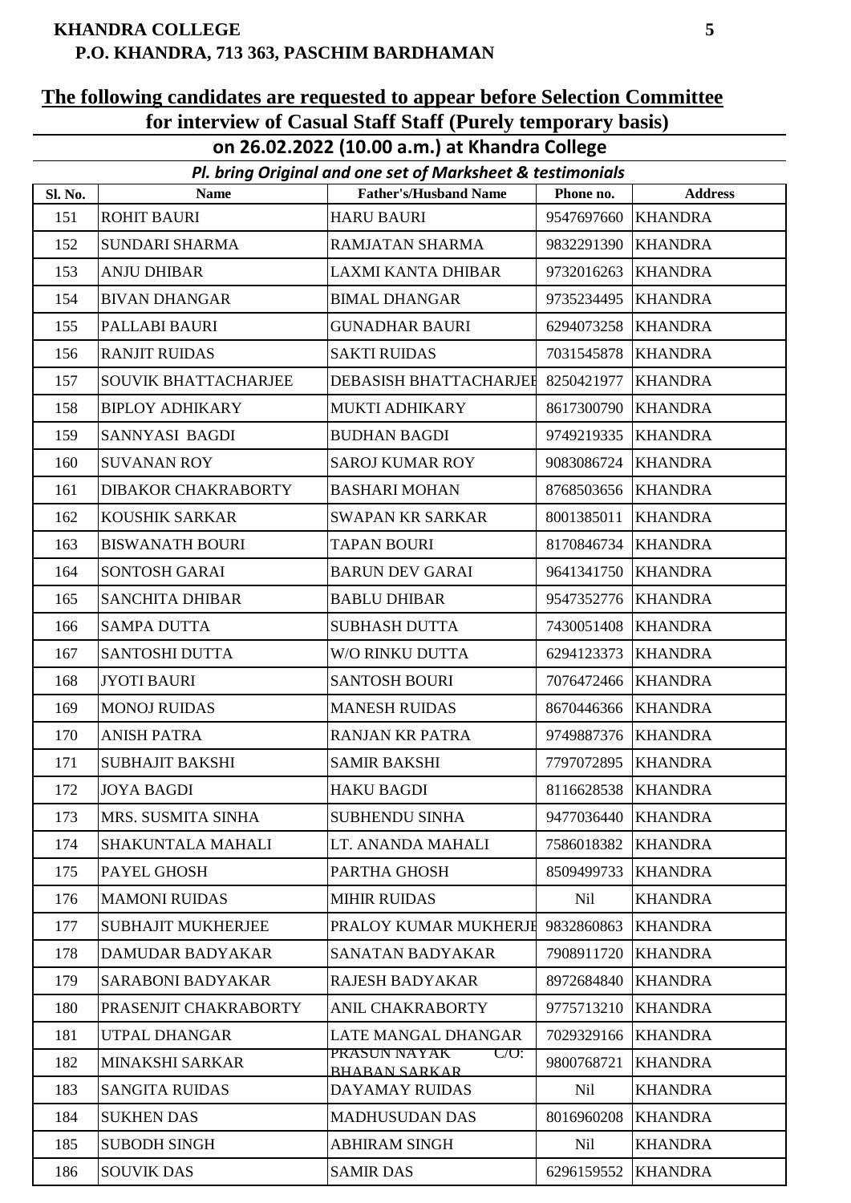**KHANDRA COLLEGE**
**P.O. KHANDRA, 713 363, PASCHIM BARDHAMAN**

## The following candidates are requested to appear before Selection Committee for interview of Casual Staff Staff (Purely temporary basis)

### on 26.02.2022 (10.00 a.m.) at Khandra College

***Pl. bring Original and one set of Marksheet & testimonials***

| Sl. No. | Name | Father's/Husband Name | Phone no. | Address |
|---|---|---|---|---|
| 151 | ROHIT BAURI | HARU BAURI | 9547697660 | KHANDRA |
| 152 | SUNDARI SHARMA | RAMJATAN SHARMA | 9832291390 | KHANDRA |
| 153 | ANJU DHIBAR | LAXMI KANTA DHIBAR | 9732016263 | KHANDRA |
| 154 | BIVAN DHANGAR | BIMAL DHANGAR | 9735234495 | KHANDRA |
| 155 | PALLABI BAURI | GUNADHAR BAURI | 6294073258 | KHANDRA |
| 156 | RANJIT RUIDAS | SAKTI RUIDAS | 7031545878 | KHANDRA |
| 157 | SOUVIK BHATTACHARJEE | DEBASISH BHATTACHARJEE | 8250421977 | KHANDRA |
| 158 | BIPLOY ADHIKARY | MUKTI ADHIKARY | 8617300790 | KHANDRA |
| 159 | SANNYASI BAGDI | BUDHAN BAGDI | 9749219335 | KHANDRA |
| 160 | SUVANAN ROY | SAROJ KUMAR ROY | 9083086724 | KHANDRA |
| 161 | DIBAKOR CHAKRABORTY | BASHARI MOHAN | 8768503656 | KHANDRA |
| 162 | KOUSHIK SARKAR | SWAPAN KR SARKAR | 8001385011 | KHANDRA |
| 163 | BISWANATH BOURI | TAPAN BOURI | 8170846734 | KHANDRA |
| 164 | SONTOSH GARAI | BARUN DEV GARAI | 9641341750 | KHANDRA |
| 165 | SANCHITA DHIBAR | BABLU DHIBAR | 9547352776 | KHANDRA |
| 166 | SAMPA DUTTA | SUBHASH DUTTA | 7430051408 | KHANDRA |
| 167 | SANTOSHI DUTTA | W/O RINKU DUTTA | 6294123373 | KHANDRA |
| 168 | JYOTI BAURI | SANTOSH BOURI | 7076472466 | KHANDRA |
| 169 | MONOJ RUIDAS | MANESH RUIDAS | 8670446366 | KHANDRA |
| 170 | ANISH PATRA | RANJAN KR PATRA | 9749887376 | KHANDRA |
| 171 | SUBHAJIT BAKSHI | SAMIR BAKSHI | 7797072895 | KHANDRA |
| 172 | JOYA BAGDI | HAKU BAGDI | 8116628538 | KHANDRA |
| 173 | MRS. SUSMITA SINHA | SUBHENDU SINHA | 9477036440 | KHANDRA |
| 174 | SHAKUNTALA MAHALI | LT. ANANDA MAHALI | 7586018382 | KHANDRA |
| 175 | PAYEL GHOSH | PARTHA GHOSH | 8509499733 | KHANDRA |
| 176 | MAMONI RUIDAS | MIHIR RUIDAS | Nil | KHANDRA |
| 177 | SUBHAJIT MUKHERJEE | PRALOY KUMAR MUKHERJE | 9832860863 | KHANDRA |
| 178 | DAMUDAR BADYAKAR | SANATAN BADYAKAR | 7908911720 | KHANDRA |
| 179 | SARABONI BADYAKAR | RAJESH BADYAKAR | 8972684840 | KHANDRA |
| 180 | PRASENJIT CHAKRABORTY | ANIL CHAKRABORTY | 9775713210 | KHANDRA |
| 181 | UTPAL DHANGAR | LATE MANGAL DHANGAR | 7029329166 | KHANDRA |
| 182 | MINAKSHI SARKAR | PRASUN NAYAK C/O: BHABAN SARKAR | 9800768721 | KHANDRA |
| 183 | SANGITA RUIDAS | DAYAMAY RUIDAS | Nil | KHANDRA |
| 184 | SUKHEN DAS | MADHUSUDAN DAS | 8016960208 | KHANDRA |
| 185 | SUBODH SINGH | ABHIRAM SINGH | Nil | KHANDRA |
| 186 | SOUVIK DAS | SAMIR DAS | 6296159552 | KHANDRA |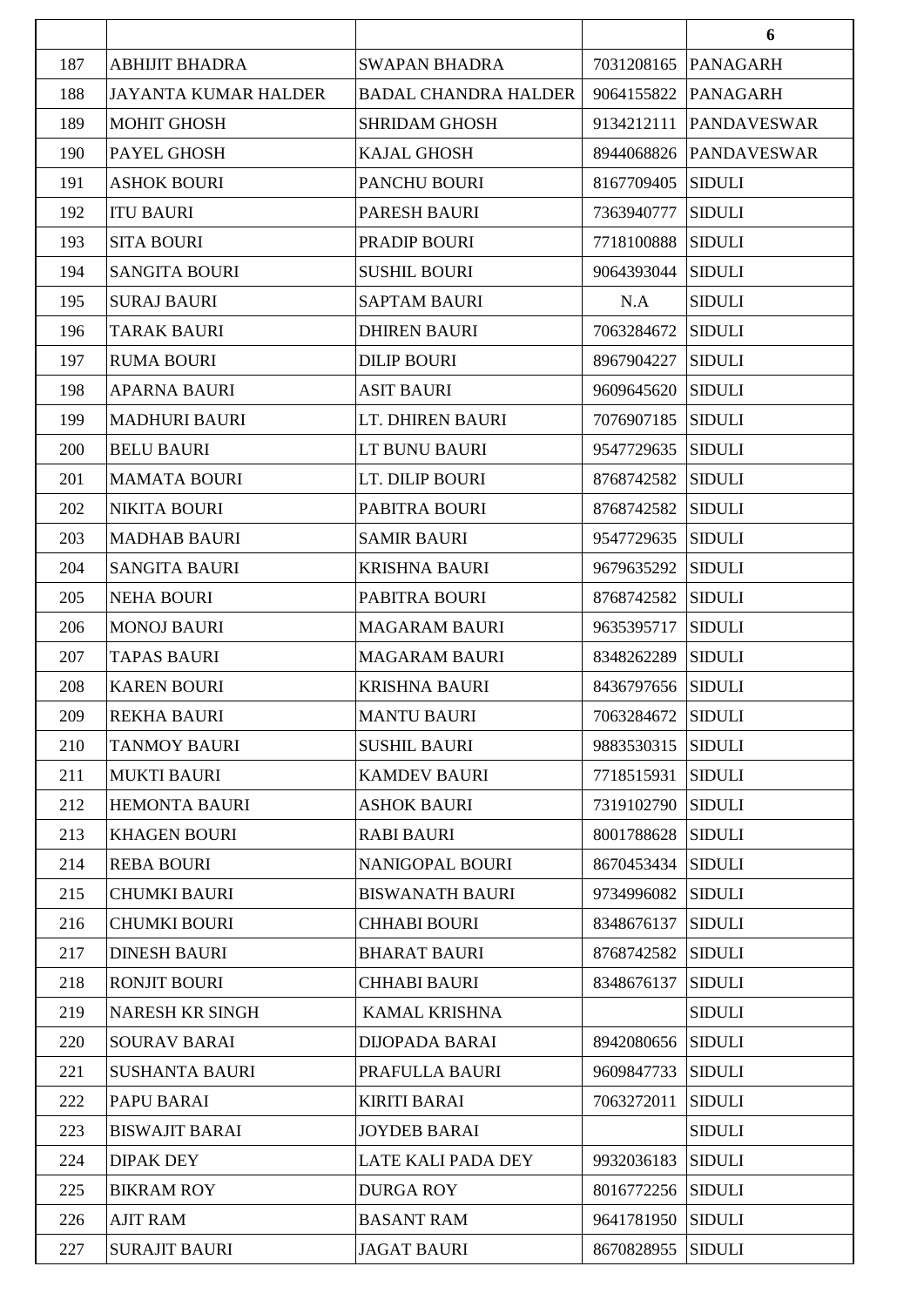|  |  |  |  | 6 |
|---|---|---|---|---|
| 187 | ABHIJIT BHADRA | SWAPAN BHADRA | 7031208165 | PANAGARH |
| 188 | JAYANTA KUMAR HALDER | BADAL CHANDRA HALDER | 9064155822 | PANAGARH |
| 189 | MOHIT GHOSH | SHRIDAM GHOSH | 9134212111 | PANDAVESWAR |
| 190 | PAYEL GHOSH | KAJAL GHOSH | 8944068826 | PANDAVESWAR |
| 191 | ASHOK BOURI | PANCHU BOURI | 8167709405 | SIDULI |
| 192 | ITU BAURI | PARESH BAURI | 7363940777 | SIDULI |
| 193 | SITA BOURI | PRADIP BOURI | 7718100888 | SIDULI |
| 194 | SANGITA BOURI | SUSHIL BOURI | 9064393044 | SIDULI |
| 195 | SURAJ BAURI | SAPTAM BAURI | N.A | SIDULI |
| 196 | TARAK BAURI | DHIREN BAURI | 7063284672 | SIDULI |
| 197 | RUMA BOURI | DILIP BOURI | 8967904227 | SIDULI |
| 198 | APARNA BAURI | ASIT BAURI | 9609645620 | SIDULI |
| 199 | MADHURI BAURI | LT. DHIREN BAURI | 7076907185 | SIDULI |
| 200 | BELU BAURI | LT BUNU BAURI | 9547729635 | SIDULI |
| 201 | MAMATA BOURI | LT. DILIP BOURI | 8768742582 | SIDULI |
| 202 | NIKITA BOURI | PABITRA BOURI | 8768742582 | SIDULI |
| 203 | MADHAB BAURI | SAMIR BAURI | 9547729635 | SIDULI |
| 204 | SANGITA BAURI | KRISHNA BAURI | 9679635292 | SIDULI |
| 205 | NEHA BOURI | PABITRA BOURI | 8768742582 | SIDULI |
| 206 | MONOJ BAURI | MAGARAM BAURI | 9635395717 | SIDULI |
| 207 | TAPAS BAURI | MAGARAM BAURI | 8348262289 | SIDULI |
| 208 | KAREN BOURI | KRISHNA BAURI | 8436797656 | SIDULI |
| 209 | REKHA BAURI | MANTU BAURI | 7063284672 | SIDULI |
| 210 | TANMOY BAURI | SUSHIL BAURI | 9883530315 | SIDULI |
| 211 | MUKTI BAURI | KAMDEV BAURI | 7718515931 | SIDULI |
| 212 | HEMONTA BAURI | ASHOK BAURI | 7319102790 | SIDULI |
| 213 | KHAGEN BOURI | RABI BAURI | 8001788628 | SIDULI |
| 214 | REBA BOURI | NANIGOPAL BOURI | 8670453434 | SIDULI |
| 215 | CHUMKI BAURI | BISWANATH BAURI | 9734996082 | SIDULI |
| 216 | CHUMKI BOURI | CHHABI BOURI | 8348676137 | SIDULI |
| 217 | DINESH BAURI | BHARAT BAURI | 8768742582 | SIDULI |
| 218 | RONJIT BOURI | CHHABI BAURI | 8348676137 | SIDULI |
| 219 | NARESH KR SINGH | KAMAL KRISHNA |  | SIDULI |
| 220 | SOURAV BARAI | DIJOPADA BARAI | 8942080656 | SIDULI |
| 221 | SUSHANTA BAURI | PRAFULLA BAURI | 9609847733 | SIDULI |
| 222 | PAPU BARAI | KIRITI BARAI | 7063272011 | SIDULI |
| 223 | BISWAJIT BARAI | JOYDEB BARAI |  | SIDULI |
| 224 | DIPAK DEY | LATE KALI PADA DEY | 9932036183 | SIDULI |
| 225 | BIKRAM ROY | DURGA ROY | 8016772256 | SIDULI |
| 226 | AJIT RAM | BASANT RAM | 9641781950 | SIDULI |
| 227 | SURAJIT BAURI | JAGAT BAURI | 8670828955 | SIDULI |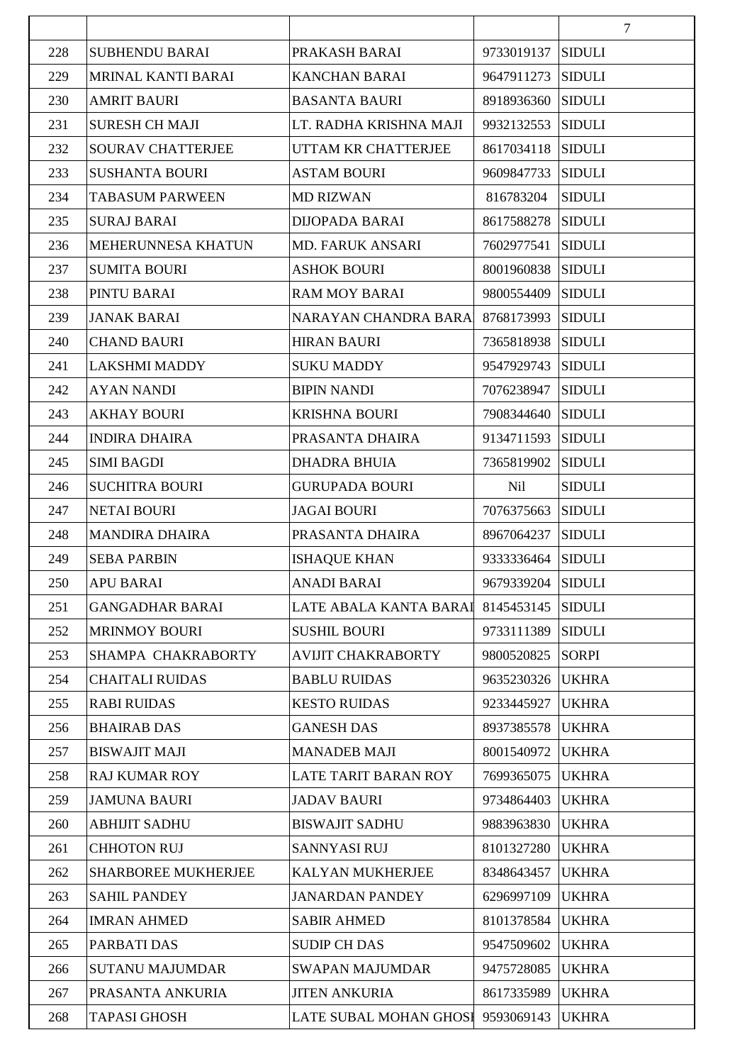| | | | | |
|---|---|---|---|---|
| 228 | SUBHENDU BARAI | PRAKASH BARAI | 9733019137 | SIDULI |
| 229 | MRINAL KANTI BARAI | KANCHAN BARAI | 9647911273 | SIDULI |
| 230 | AMRIT BAURI | BASANTA BAURI | 8918936360 | SIDULI |
| 231 | SURESH CH MAJI | LT. RADHA KRISHNA MAJI | 9932132553 | SIDULI |
| 232 | SOURAV CHATTERJEE | UTTAM KR CHATTERJEE | 8617034118 | SIDULI |
| 233 | SUSHANTA BOURI | ASTAM BOURI | 9609847733 | SIDULI |
| 234 | TABASUM PARWEEN | MD RIZWAN | 816783204 | SIDULI |
| 235 | SURAJ BARAI | DIJOPADA BARAI | 8617588278 | SIDULI |
| 236 | MEHERUNNESA KHATUN | MD. FARUK ANSARI | 7602977541 | SIDULI |
| 237 | SUMITA BOURI | ASHOK BOURI | 8001960838 | SIDULI |
| 238 | PINTU BARAI | RAM MOY BARAI | 9800554409 | SIDULI |
| 239 | JANAK BARAI | NARAYAN CHANDRA BARA | 8768173993 | SIDULI |
| 240 | CHAND BAURI | HIRAN BAURI | 7365818938 | SIDULI |
| 241 | LAKSHMI MADDY | SUKU MADDY | 9547929743 | SIDULI |
| 242 | AYAN NANDI | BIPIN NANDI | 7076238947 | SIDULI |
| 243 | AKHAY BOURI | KRISHNA BOURI | 7908344640 | SIDULI |
| 244 | INDIRA DHAIRA | PRASANTA DHAIRA | 9134711593 | SIDULI |
| 245 | SIMI BAGDI | DHADRA BHUIA | 7365819902 | SIDULI |
| 246 | SUCHITRA BOURI | GURUPADA BOURI | Nil | SIDULI |
| 247 | NETAI BOURI | JAGAI BOURI | 7076375663 | SIDULI |
| 248 | MANDIRA DHAIRA | PRASANTA DHAIRA | 8967064237 | SIDULI |
| 249 | SEBA PARBIN | ISHAQUE KHAN | 9333336464 | SIDULI |
| 250 | APU BARAI | ANADI BARAI | 9679339204 | SIDULI |
| 251 | GANGADHAR BARAI | LATE ABALA KANTA BARAI | 8145453145 | SIDULI |
| 252 | MRINMOY BOURI | SUSHIL BOURI | 9733111389 | SIDULI |
| 253 | SHAMPA CHAKRABORTY | AVIJIT CHAKRABORTY | 9800520825 | SORPI |
| 254 | CHAITALI RUIDAS | BABLU RUIDAS | 9635230326 | UKHRA |
| 255 | RABI RUIDAS | KESTO RUIDAS | 9233445927 | UKHRA |
| 256 | BHAIRAB DAS | GANESH DAS | 8937385578 | UKHRA |
| 257 | BISWAJIT MAJI | MANADEB MAJI | 8001540972 | UKHRA |
| 258 | RAJ KUMAR ROY | LATE TARIT BARAN ROY | 7699365075 | UKHRA |
| 259 | JAMUNA BAURI | JADAV BAURI | 9734864403 | UKHRA |
| 260 | ABHIJIT SADHU | BISWAJIT SADHU | 9883963830 | UKHRA |
| 261 | CHHOTON RUJ | SANNYASI RUJ | 8101327280 | UKHRA |
| 262 | SHARBOREE MUKHERJEE | KALYAN MUKHERJEE | 8348643457 | UKHRA |
| 263 | SAHIL PANDEY | JANARDAN PANDEY | 6296997109 | UKHRA |
| 264 | IMRAN AHMED | SABIR AHMED | 8101378584 | UKHRA |
| 265 | PARBATI DAS | SUDIP CH DAS | 9547509602 | UKHRA |
| 266 | SUTANU MAJUMDAR | SWAPAN MAJUMDAR | 9475728085 | UKHRA |
| 267 | PRASANTA ANKURIA | JITEN ANKURIA | 8617335989 | UKHRA |
| 268 | TAPASI GHOSH | LATE SUBAL MOHAN GHOSH | 9593069143 | UKHRA |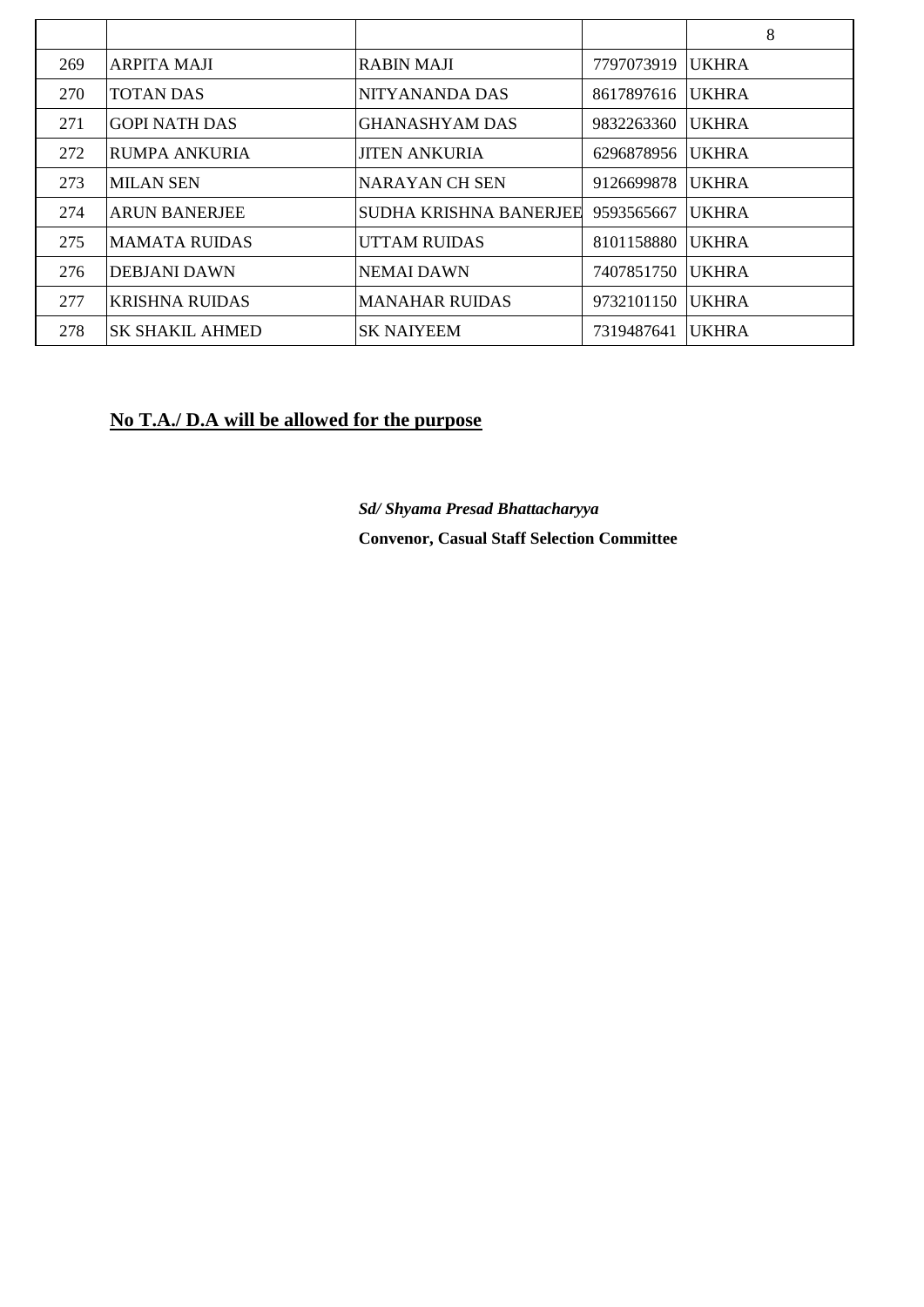| | | | | |
|---|---|---|---|---|
| 269 | ARPITA MAJI | RABIN MAJI | 7797073919 | UKHRA |
| 270 | TOTAN DAS | NITYANANDA DAS | 8617897616 | UKHRA |
| 271 | GOPI NATH DAS | GHANASHYAM DAS | 9832263360 | UKHRA |
| 272 | RUMPA ANKURIA | JITEN ANKURIA | 6296878956 | UKHRA |
| 273 | MILAN SEN | NARAYAN CH SEN | 9126699878 | UKHRA |
| 274 | ARUN BANERJEE | SUDHA KRISHNA BANERJEE | 9593565667 | UKHRA |
| 275 | MAMATA RUIDAS | UTTAM RUIDAS | 8101158880 | UKHRA |
| 276 | DEBJANI DAWN | NEMAI DAWN | 7407851750 | UKHRA |
| 277 | KRISHNA RUIDAS | MANAHAR RUIDAS | 9732101150 | UKHRA |
| 278 | SK SHAKIL AHMED | SK NAIYEEM | 7319487641 | UKHRA |

**No T.A./ D.A will be allowed for the purpose**

***Sd/ Shyama Presad Bhattacharyya***

**Convenor, Casual Staff Selection Committee**